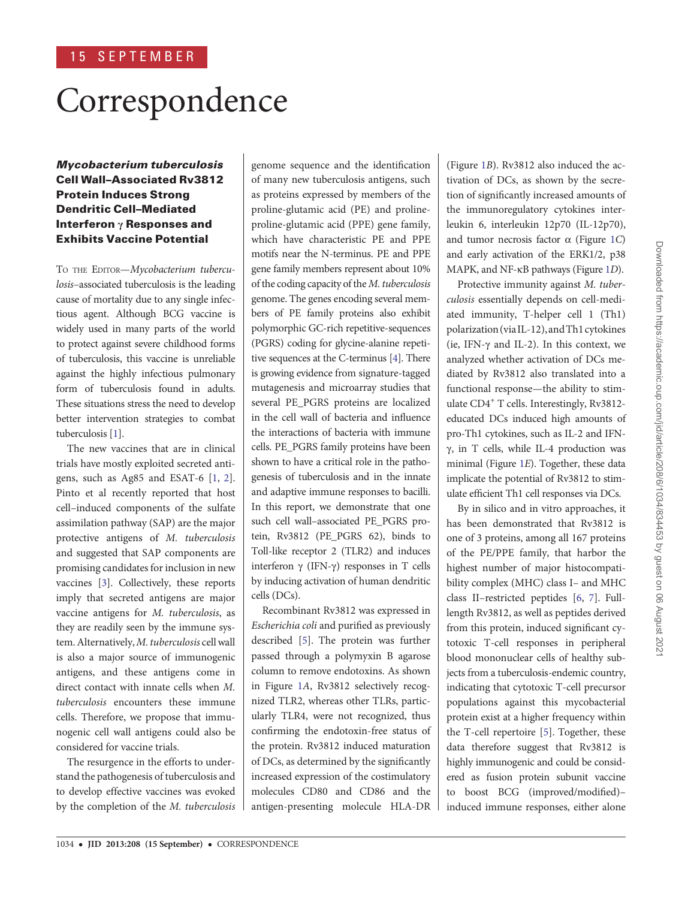# Correspondence

## *Mycobacterium tuberculosis* Cell Wall–Associated Rv3812 Protein Induces Strong Dendritic Cell–Mediated Interferon γ Responses and Exhibits Vaccine Potential

TO THE EDITOR—*Mycobacterium tuberculosis*–associated tuberculosis is the leading cause of mortality due to any single infectious agent. Although BCG vaccine is widely used in many parts of the world to protect against severe childhood forms of tuberculosis, this vaccine is unreliable against the highly infectious pulmonary form of tuberculosis found in adults. These situations stress the need to develop better intervention strategies to combat tuberculosis [1].

The new vaccines that are in clinical trials have mostly exploited secreted antigens, such as Ag85 and ESAT-6 [1, 2]. Pinto et al recently reported that host cell–induced components of the sulfate assimilation pathway (SAP) are the major protective antigens of *M. tuberculosis* and suggested that SAP components are promising candidates for inclusion in new vaccines [3]. Collectively, these reports imply that secreted antigens are major vaccine antigens for *M. tuberculosis*, as they are readily seen by the immune system. Alternatively, *M. tuberculosis* cell wall is also a major source of immunogenic antigens, and these antigens come in direct contact with innate cells when *M. tuberculosis* encounters these immune cells. Therefore, we propose that immunogenic cell wall antigens could also be considered for vaccine trials.

The resurgence in the efforts to understand the pathogenesis of tuberculosis and to develop effective vaccines was evoked by the completion of the *M. tuberculosis* genome sequence and the identification of many new tuberculosis antigens, such as proteins expressed by members of the proline-glutamic acid (PE) and proline-proline-glutamic acid (PPE) gene family, which have characteristic PE and PPE motifs near the N-terminus. PE and PPE gene family members represent about 10% of the coding capacity of the *M. tuberculosis* genome. The genes encoding several members of PE family proteins also exhibit polymorphic GC-rich repetitive-sequences (PGRS) coding for glycine-alanine repetitive sequences at the C-terminus [4]. There is growing evidence from signature-tagged mutagenesis and microarray studies that several PE_PGRS proteins are localized in the cell wall of bacteria and influence the interactions of bacteria with immune cells. PE_PGRS family proteins have been shown to have a critical role in the pathogenesis of tuberculosis and in the innate and adaptive immune responses to bacilli. In this report, we demonstrate that one such cell wall–associated PE_PGRS protein, Rv3812 (PE_PGRS 62), binds to Toll-like receptor 2 (TLR2) and induces interferon γ (IFN-γ) responses in T cells by inducing activation of human dendritic cells (DCs).

Recombinant Rv3812 was expressed in *Escherichia coli* and purified as previously described [5]. The protein was further passed through a polymyxin B agarose column to remove endotoxins. As shown in Figure 1*A*, Rv3812 selectively recognized TLR2, whereas other TLRs, particularly TLR4, were not recognized, thus confirming the endotoxin-free status of the protein. Rv3812 induced maturation of DCs, as determined by the significantly increased expression of the costimulatory molecules CD80 and CD86 and the antigen-presenting molecule HLA-DR (Figure 1*B*). Rv3812 also induced the activation of DCs, as shown by the secretion of significantly increased amounts of the immunoregulatory cytokines interleukin 6, interleukin 12p70 (IL-12p70), and tumor necrosis factor α (Figure 1*C*) and early activation of the ERK1/2, p38 MAPK, and NF-κB pathways (Figure 1*D*).

Protective immunity against *M. tuberculosis* essentially depends on cell-mediated immunity, T-helper cell 1 (Th1) polarization (via IL-12), and Th1 cytokines (ie, IFN-γ and IL-2). In this context, we analyzed whether activation of DCs mediated by Rv3812 also translated into a functional response—the ability to stimulate $CD4^{+}$ T cells. Interestingly, Rv3812-educated DCs induced high amounts of pro-Th1 cytokines, such as IL-2 and IFN-γ, in T cells, while IL-4 production was minimal (Figure 1*E*). Together, these data implicate the potential of Rv3812 to stimulate efficient Th1 cell responses via DCs.

By in silico and in vitro approaches, it has been demonstrated that Rv3812 is one of 3 proteins, among all 167 proteins of the PE/PPE family, that harbor the highest number of major histocompatibility complex (MHC) class I– and MHC class II–restricted peptides [6, 7]. Full-length Rv3812, as well as peptides derived from this protein, induced significant cytotoxic T-cell responses in peripheral blood mononuclear cells of healthy subjects from a tuberculosis-endemic country, indicating that cytotoxic T-cell precursor populations against this mycobacterial protein exist at a higher frequency within the T-cell repertoire [5]. Together, these data therefore suggest that Rv3812 is highly immunogenic and could be considered as fusion protein subunit vaccine to boost BCG (improved/modified)–induced immune responses, either alone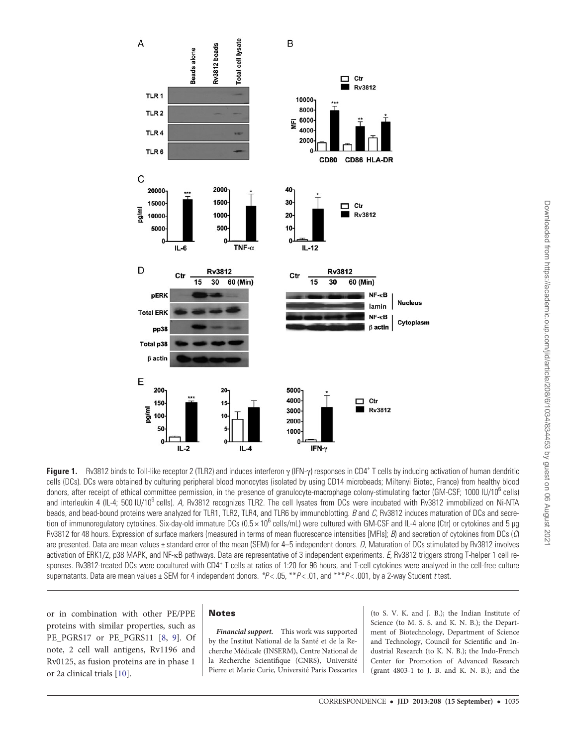**Figure 1.** Rv3812 binds to Toll-like receptor 2 (TLR2) and induces interferon γ (IFN-γ) responses in CD4[+] T cells by inducing activation of human dendritic cells (DCs). DCs were obtained by culturing peripheral blood monocytes (isolated by using CD14 microbeads; Miltenyi Biotec, France) from healthy blood donors, after receipt of ethical committee permission, in the presence of granulocyte-macrophage colony-stimulating factor (GM-CSF; 1000 IU/$10^6$ cells) and interleukin 4 (IL-4; 500 IU/$10^6$ cells). *A*, Rv3812 recognizes TLR2. The cell lysates from DCs were incubated with Rv3812 immobilized on Ni-NTA beads, and bead-bound proteins were analyzed for TLR1, TLR2, TLR4, and TLR6 by immunoblotting. *B* and *C*, Rv3812 induces maturation of DCs and secretion of immunoregulatory cytokines. Six-day-old immature DCs ($0.5 \times 10^6$ cells/mL) were cultured with GM-CSF and IL-4 alone (Ctr) or cytokines and 5 μg Rv3812 for 48 hours. Expression of surface markers (measured in terms of mean fluorescence intensities [MFIs]; *B*) and secretion of cytokines from DCs (*C*) are presented. Data are mean values ± standard error of the mean (SEM) for 4–5 independent donors. *D*, Maturation of DCs stimulated by Rv3812 involves activation of ERK1/2, p38 MAPK, and NF-κB pathways. Data are representative of 3 independent experiments. *E*, Rv3812 triggers strong T-helper 1 cell responses. Rv3812-treated DCs were cocultured with CD4[+] T cells at ratios of 1:20 for 96 hours, and T-cell cytokines were analyzed in the cell-free culture supernatants. Data are mean values ± SEM for 4 independent donors. *$P < .05$, **$P < .01$, and ***$P < .001$, by a 2-way Student *t* test.

or in combination with other PE/PPE proteins with similar properties, such as PE_PGRS17 or PE_PGRS11 [8, 9]. Of note, 2 cell wall antigens, Rv1196 and Rv0125, as fusion proteins are in phase 1 or 2a clinical trials [10].

## Notes

***Financial support.*** This work was supported by the Institut National de la Santé et de la Recherche Médicale (INSERM), Centre National de la Recherche Scientifique (CNRS), Université Pierre et Marie Curie, Université Paris Descartes (to S. V. K. and J. B.); the Indian Institute of Science (to M. S. S. and K. N. B.); the Department of Biotechnology, Department of Science and Technology, Council for Scientific and Industrial Research (to K. N. B.); the Indo-French Center for Promotion of Advanced Research (grant 4803-1 to J. B. and K. N. B.); and the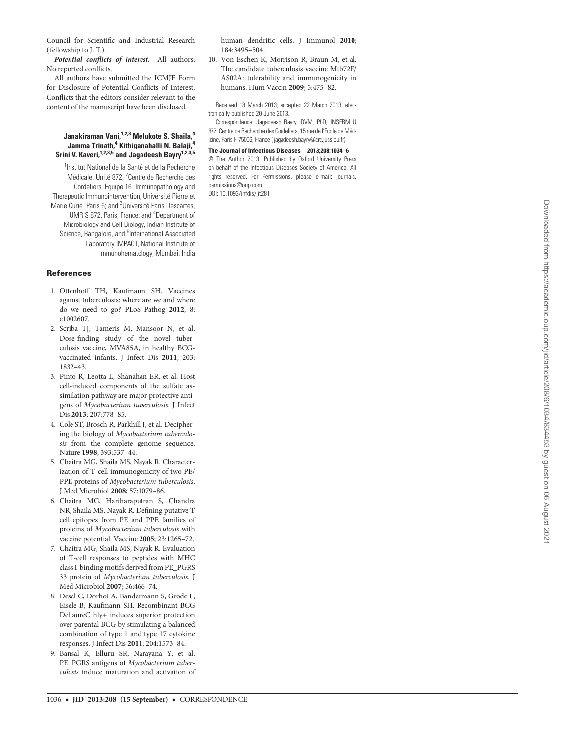Council for Scientific and Industrial Research (fellowship to J. T.).

***Potential conflicts of interest.*** All authors: No reported conflicts.

All authors have submitted the ICMJE Form for Disclosure of Potential Conflicts of Interest. Conflicts that the editors consider relevant to the content of the manuscript have been disclosed.

**Janakiraman Vani,[1,2,3] Melukote S. Shaila,[4] Jamma Trinath,[4] Kithiganahalli N. Balaji,[4] Srini V. Kaveri,[1,2,3,5] and Jagadeesh Bayry[1,2,3,5]**

[1]Institut National de la Santé et de la Recherche Médicale, Unité 872, [2]Centre de Recherche des Cordeliers, Equipe 16–Immunopathology and Therapeutic Immunointervention, Université Pierre et Marie Curie–Paris 6; and [3]Université Paris Descartes, UMR S 872, Paris, France; and [4]Department of Microbiology and Cell Biology, Indian Institute of Science, Bangalore, and [5]International Associated Laboratory IMPACT, National Institute of Immunohematology, Mumbai, India

## References

1. Ottenhoff TH, Kaufmann SH. Vaccines against tuberculosis: where are we and where do we need to go? PLoS Pathog **2012**; 8: e1002607.
2. Scriba TJ, Tameris M, Mansoor N, et al. Dose-finding study of the novel tuberculosis vaccine, MVA85A, in healthy BCG-vaccinated infants. J Infect Dis **2011**; 203: 1832–43.
3. Pinto R, Leotta L, Shanahan ER, et al. Host cell-induced components of the sulfate assimilation pathway are major protective antigens of *Mycobacterium tuberculosis*. J Infect Dis **2013**; 207:778–85.
4. Cole ST, Brosch R, Parkhill J, et al. Deciphering the biology of *Mycobacterium tuberculosis* from the complete genome sequence. Nature **1998**; 393:537–44.
5. Chaitra MG, Shaila MS, Nayak R. Characterization of T-cell immunogenicity of two PE/PPE proteins of *Mycobacterium tuberculosis*. J Med Microbiol **2008**; 57:1079–86.
6. Chaitra MG, Hariharaputran S, Chandra NR, Shaila MS, Nayak R. Defining putative T cell epitopes from PE and PPE families of proteins of *Mycobacterium tuberculosis* with vaccine potential. Vaccine **2005**; 23:1265–72.
7. Chaitra MG, Shaila MS, Nayak R. Evaluation of T-cell responses to peptides with MHC class I-binding motifs derived from PE_PGRS 33 protein of *Mycobacterium tuberculosis*. J Med Microbiol **2007**; 56:466–74.
8. Desel C, Dorhoi A, Bandermann S, Grode L, Eisele B, Kaufmann SH. Recombinant BCG DeltaureC hly+ induces superior protection over parental BCG by stimulating a balanced combination of type 1 and type 17 cytokine responses. J Infect Dis **2011**; 204:1573–84.
9. Bansal K, Elluru SR, Narayana Y, et al. PE_PGRS antigens of *Mycobacterium tuberculosis* induce maturation and activation of human dendritic cells. J Immunol **2010**; 184:3495–504.
10. Von Eschen K, Morrison R, Braun M, et al. The candidate tuberculosis vaccine Mtb72F/AS02A: tolerability and immunogenicity in humans. Hum Vaccin **2009**; 5:475–82.

Received 18 March 2013; accepted 22 March 2013; electronically published 20 June 2013.

Correspondence: Jagadeesh Bayry, DVM, PhD, INSERM U 872, Centre de Recherche des Cordeliers, 15 rue de l'Ecole de Médicine, Paris F-75006, France (jagadeesh.bayry@crc.jussieu.fr).

**The Journal of Infectious Diseases 2013;208:1034–6**

© The Author 2013. Published by Oxford University Press on behalf of the Infectious Diseases Society of America. All rights reserved. For Permissions, please e-mail: journals.permissions@oup.com.

DOI: 10.1093/infdis/jit281